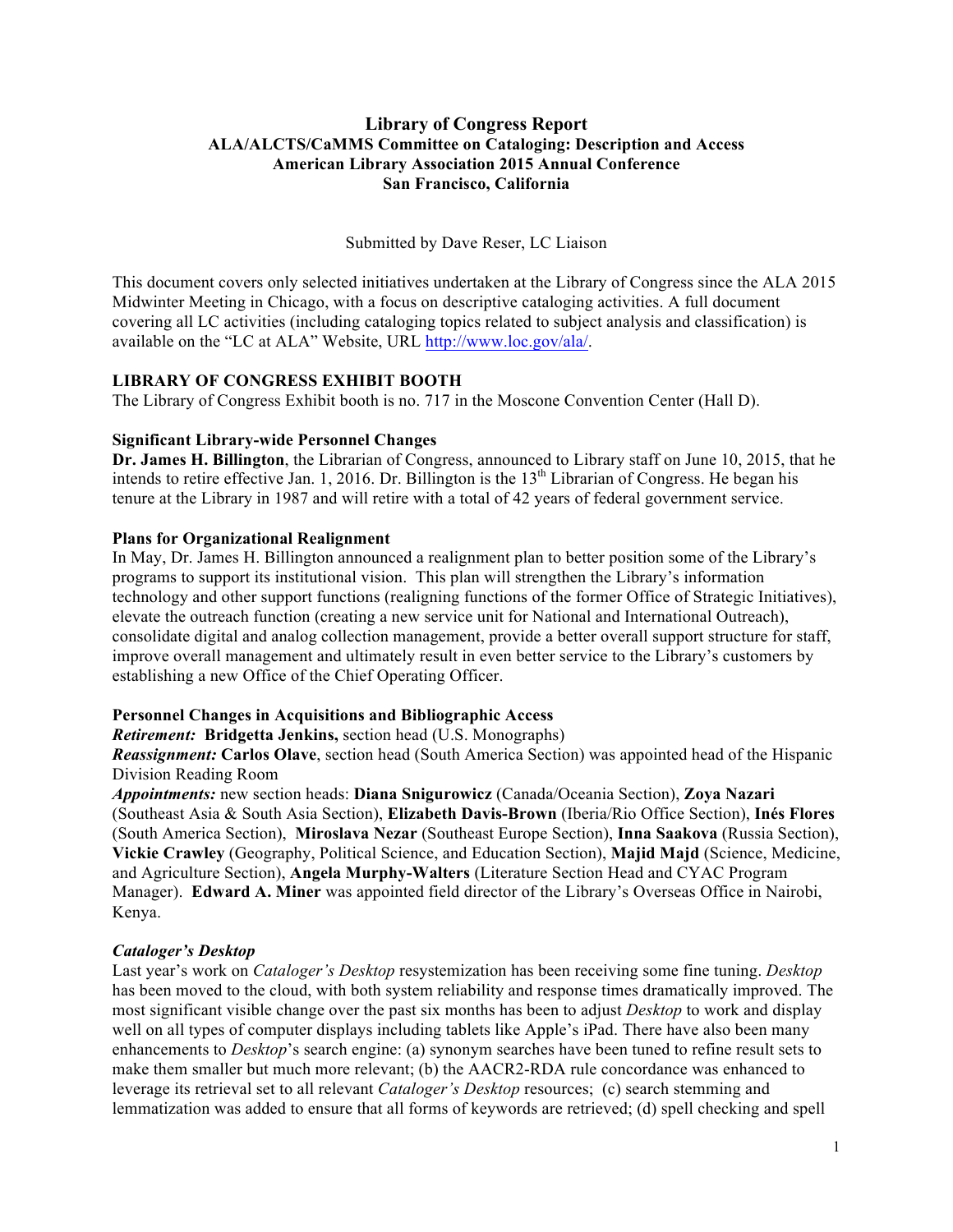# Library of Congress Report
## ALA/ALCTS/CaMMS Committee on Cataloging: Description and Access
## American Library Association 2015 Annual Conference
## San Francisco, California

Submitted by Dave Reser, LC Liaison

This document covers only selected initiatives undertaken at the Library of Congress since the ALA 2015 Midwinter Meeting in Chicago, with a focus on descriptive cataloging activities. A full document covering all LC activities (including cataloging topics related to subject analysis and classification) is available on the "LC at ALA" Website, URL http://www.loc.gov/ala/.

### LIBRARY OF CONGRESS EXHIBIT BOOTH

The Library of Congress Exhibit booth is no. 717 in the Moscone Convention Center (Hall D).

### Significant Library-wide Personnel Changes

**Dr. James H. Billington**, the Librarian of Congress, announced to Library staff on June 10, 2015, that he intends to retire effective Jan. 1, 2016. Dr. Billington is the 13th Librarian of Congress. He began his tenure at the Library in 1987 and will retire with a total of 42 years of federal government service.

### Plans for Organizational Realignment

In May, Dr. James H. Billington announced a realignment plan to better position some of the Library's programs to support its institutional vision. This plan will strengthen the Library's information technology and other support functions (realigning functions of the former Office of Strategic Initiatives), elevate the outreach function (creating a new service unit for National and International Outreach), consolidate digital and analog collection management, provide a better overall support structure for staff, improve overall management and ultimately result in even better service to the Library's customers by establishing a new Office of the Chief Operating Officer.

### Personnel Changes in Acquisitions and Bibliographic Access

***Retirement:*** **Bridgetta Jenkins,** section head (U.S. Monographs)
***Reassignment:*** **Carlos Olave**, section head (South America Section) was appointed head of the Hispanic Division Reading Room
***Appointments:*** new section heads: **Diana Snigurowicz** (Canada/Oceania Section), **Zoya Nazari** (Southeast Asia & South Asia Section), **Elizabeth Davis-Brown** (Iberia/Rio Office Section), **Inés Flores** (South America Section), **Miroslava Nezar** (Southeast Europe Section), **Inna Saakova** (Russia Section), **Vickie Crawley** (Geography, Political Science, and Education Section), **Majid Majd** (Science, Medicine, and Agriculture Section), **Angela Murphy-Walters** (Literature Section Head and CYAC Program Manager). **Edward A. Miner** was appointed field director of the Library's Overseas Office in Nairobi, Kenya.

### *Cataloger's Desktop*

Last year's work on *Cataloger's Desktop* resystemization has been receiving some fine tuning. *Desktop* has been moved to the cloud, with both system reliability and response times dramatically improved. The most significant visible change over the past six months has been to adjust *Desktop* to work and display well on all types of computer displays including tablets like Apple's iPad. There have also been many enhancements to *Desktop*'s search engine: (a) synonym searches have been tuned to refine result sets to make them smaller but much more relevant; (b) the AACR2-RDA rule concordance was enhanced to leverage its retrieval set to all relevant *Cataloger's Desktop* resources; (c) search stemming and lemmatization was added to ensure that all forms of keywords are retrieved; (d) spell checking and spell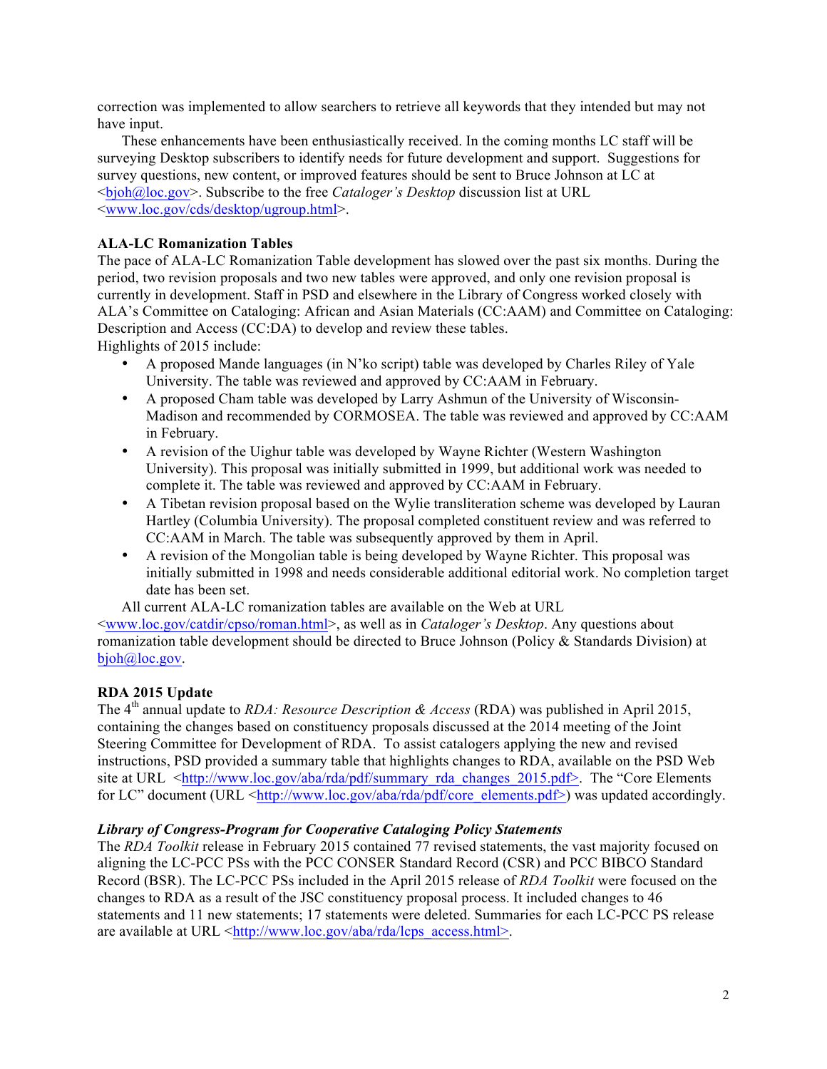correction was implemented to allow searchers to retrieve all keywords that they intended but may not have input.

These enhancements have been enthusiastically received. In the coming months LC staff will be surveying Desktop subscribers to identify needs for future development and support. Suggestions for survey questions, new content, or improved features should be sent to Bruce Johnson at LC at <bjoh@loc.gov>. Subscribe to the free *Cataloger's Desktop* discussion list at URL <www.loc.gov/cds/desktop/ugroup.html>.

**ALA-LC Romanization Tables**

The pace of ALA-LC Romanization Table development has slowed over the past six months. During the period, two revision proposals and two new tables were approved, and only one revision proposal is currently in development. Staff in PSD and elsewhere in the Library of Congress worked closely with ALA's Committee on Cataloging: African and Asian Materials (CC:AAM) and Committee on Cataloging: Description and Access (CC:DA) to develop and review these tables.

Highlights of 2015 include:

- A proposed Mande languages (in N'ko script) table was developed by Charles Riley of Yale University. The table was reviewed and approved by CC:AAM in February.
- A proposed Cham table was developed by Larry Ashmun of the University of Wisconsin-Madison and recommended by CORMOSEA. The table was reviewed and approved by CC:AAM in February.
- A revision of the Uighur table was developed by Wayne Richter (Western Washington University). This proposal was initially submitted in 1999, but additional work was needed to complete it. The table was reviewed and approved by CC:AAM in February.
- A Tibetan revision proposal based on the Wylie transliteration scheme was developed by Lauran Hartley (Columbia University). The proposal completed constituent review and was referred to CC:AAM in March. The table was subsequently approved by them in April.
- A revision of the Mongolian table is being developed by Wayne Richter. This proposal was initially submitted in 1998 and needs considerable additional editorial work. No completion target date has been set.

All current ALA-LC romanization tables are available on the Web at URL <www.loc.gov/catdir/cpso/roman.html>, as well as in *Cataloger's Desktop*. Any questions about romanization table development should be directed to Bruce Johnson (Policy & Standards Division) at bjoh@loc.gov.

**RDA 2015 Update**

The 4th annual update to *RDA: Resource Description & Access* (RDA) was published in April 2015, containing the changes based on constituency proposals discussed at the 2014 meeting of the Joint Steering Committee for Development of RDA. To assist catalogers applying the new and revised instructions, PSD provided a summary table that highlights changes to RDA, available on the PSD Web site at URL <http://www.loc.gov/aba/rda/pdf/summary_rda_changes_2015.pdf>. The "Core Elements for LC" document (URL <http://www.loc.gov/aba/rda/pdf/core_elements.pdf>) was updated accordingly.

***Library of Congress-Program for Cooperative Cataloging Policy Statements***

The *RDA Toolkit* release in February 2015 contained 77 revised statements, the vast majority focused on aligning the LC-PCC PSs with the PCC CONSER Standard Record (CSR) and PCC BIBCO Standard Record (BSR). The LC-PCC PSs included in the April 2015 release of *RDA Toolkit* were focused on the changes to RDA as a result of the JSC constituency proposal process. It included changes to 46 statements and 11 new statements; 17 statements were deleted. Summaries for each LC-PCC PS release are available at URL <http://www.loc.gov/aba/rda/lcps_access.html>.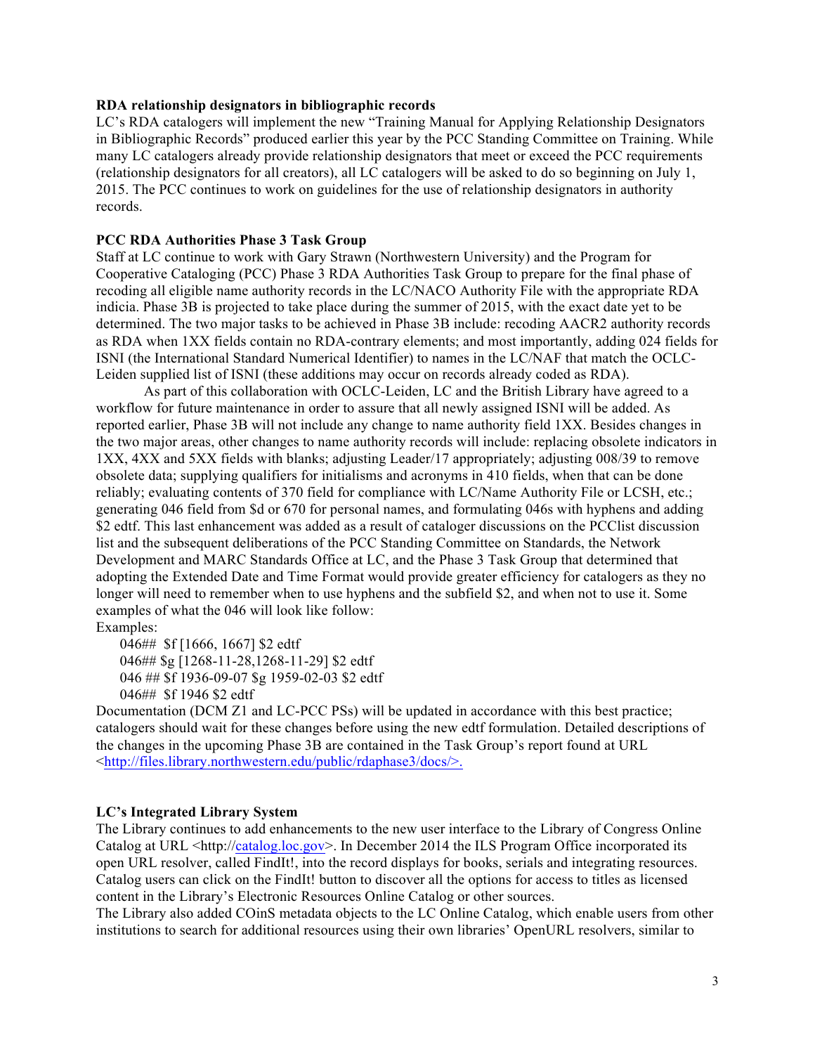**RDA relationship designators in bibliographic records**

LC's RDA catalogers will implement the new "Training Manual for Applying Relationship Designators in Bibliographic Records" produced earlier this year by the PCC Standing Committee on Training. While many LC catalogers already provide relationship designators that meet or exceed the PCC requirements (relationship designators for all creators), all LC catalogers will be asked to do so beginning on July 1, 2015. The PCC continues to work on guidelines for the use of relationship designators in authority records.

**PCC RDA Authorities Phase 3 Task Group**

Staff at LC continue to work with Gary Strawn (Northwestern University) and the Program for Cooperative Cataloging (PCC) Phase 3 RDA Authorities Task Group to prepare for the final phase of recoding all eligible name authority records in the LC/NACO Authority File with the appropriate RDA indicia. Phase 3B is projected to take place during the summer of 2015, with the exact date yet to be determined. The two major tasks to be achieved in Phase 3B include: recoding AACR2 authority records as RDA when 1XX fields contain no RDA-contrary elements; and most importantly, adding 024 fields for ISNI (the International Standard Numerical Identifier) to names in the LC/NAF that match the OCLC-Leiden supplied list of ISNI (these additions may occur on records already coded as RDA).

As part of this collaboration with OCLC-Leiden, LC and the British Library have agreed to a workflow for future maintenance in order to assure that all newly assigned ISNI will be added. As reported earlier, Phase 3B will not include any change to name authority field 1XX. Besides changes in the two major areas, other changes to name authority records will include: replacing obsolete indicators in 1XX, 4XX and 5XX fields with blanks; adjusting Leader/17 appropriately; adjusting 008/39 to remove obsolete data; supplying qualifiers for initialisms and acronyms in 410 fields, when that can be done reliably; evaluating contents of 370 field for compliance with LC/Name Authority File or LCSH, etc.; generating 046 field from $d or 670 for personal names, and formulating 046s with hyphens and adding $2 edtf. This last enhancement was added as a result of cataloger discussions on the PCClist discussion list and the subsequent deliberations of the PCC Standing Committee on Standards, the Network Development and MARC Standards Office at LC, and the Phase 3 Task Group that determined that adopting the Extended Date and Time Format would provide greater efficiency for catalogers as they no longer will need to remember when to use hyphens and the subfield $2, and when not to use it. Some examples of what the 046 will look like follow:

Examples:

```
046##  $f [1666, 1667] $2 edtf
046## $g [1268-11-28,1268-11-29] $2 edtf
046 ## $f 1936-09-07 $g 1959-02-03 $2 edtf
046##  $f 1946 $2 edtf
```

Documentation (DCM Z1 and LC-PCC PSs) will be updated in accordance with this best practice; catalogers should wait for these changes before using the new edtf formulation. Detailed descriptions of the changes in the upcoming Phase 3B are contained in the Task Group's report found at URL <http://files.library.northwestern.edu/public/rdaphase3/docs/>.

**LC's Integrated Library System**

The Library continues to add enhancements to the new user interface to the Library of Congress Online Catalog at URL <http://catalog.loc.gov>. In December 2014 the ILS Program Office incorporated its open URL resolver, called FindIt!, into the record displays for books, serials and integrating resources. Catalog users can click on the FindIt! button to discover all the options for access to titles as licensed content in the Library's Electronic Resources Online Catalog or other sources.

The Library also added COinS metadata objects to the LC Online Catalog, which enable users from other institutions to search for additional resources using their own libraries' OpenURL resolvers, similar to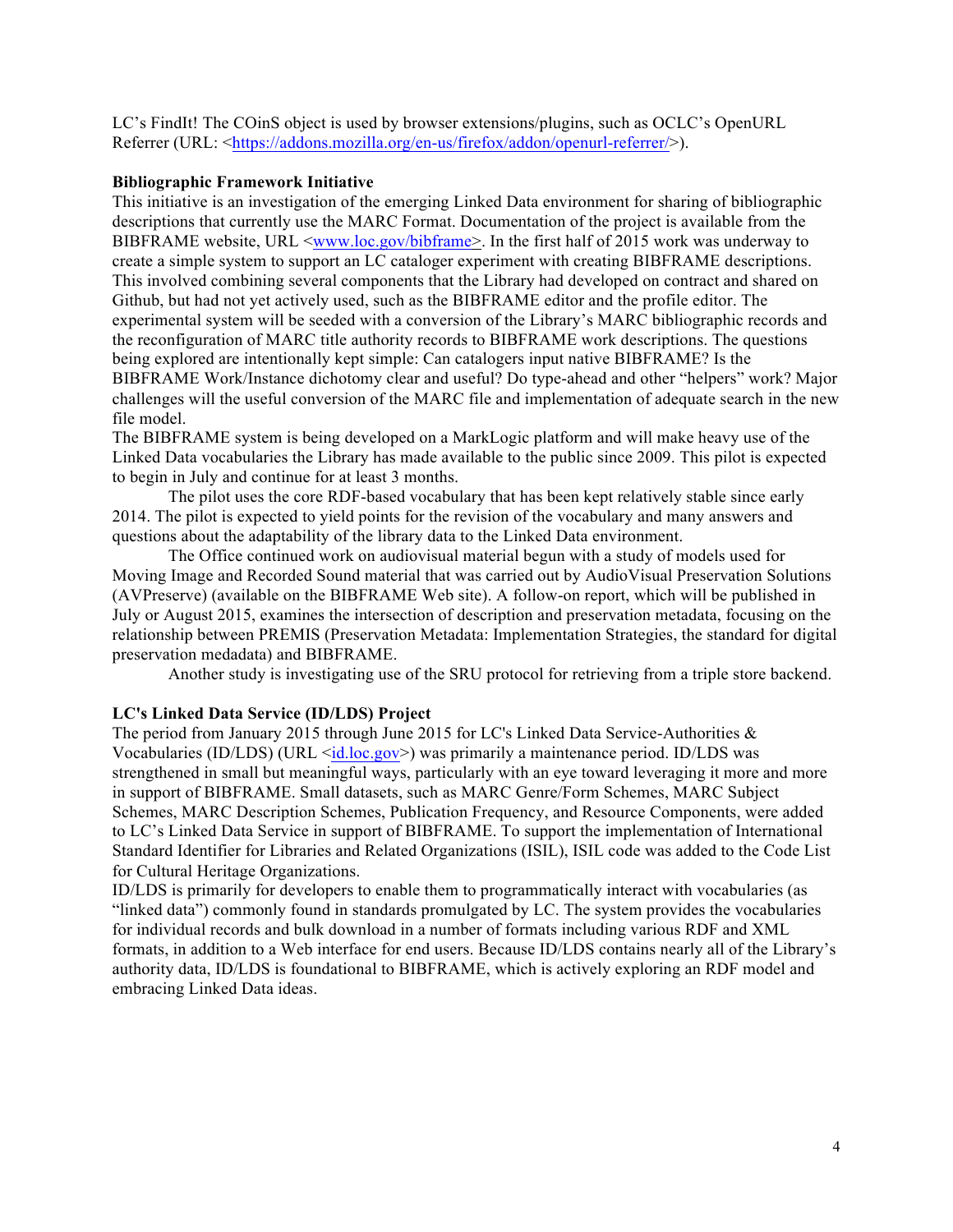LC's FindIt! The COinS object is used by browser extensions/plugins, such as OCLC's OpenURL Referrer (URL: <https://addons.mozilla.org/en-us/firefox/addon/openurl-referrer/>).

**Bibliographic Framework Initiative**

This initiative is an investigation of the emerging Linked Data environment for sharing of bibliographic descriptions that currently use the MARC Format. Documentation of the project is available from the BIBFRAME website, URL <www.loc.gov/bibframe>. In the first half of 2015 work was underway to create a simple system to support an LC cataloger experiment with creating BIBFRAME descriptions. This involved combining several components that the Library had developed on contract and shared on Github, but had not yet actively used, such as the BIBFRAME editor and the profile editor. The experimental system will be seeded with a conversion of the Library's MARC bibliographic records and the reconfiguration of MARC title authority records to BIBFRAME work descriptions. The questions being explored are intentionally kept simple: Can catalogers input native BIBFRAME? Is the BIBFRAME Work/Instance dichotomy clear and useful? Do type-ahead and other "helpers" work? Major challenges will the useful conversion of the MARC file and implementation of adequate search in the new file model.

The BIBFRAME system is being developed on a MarkLogic platform and will make heavy use of the Linked Data vocabularies the Library has made available to the public since 2009. This pilot is expected to begin in July and continue for at least 3 months.

The pilot uses the core RDF-based vocabulary that has been kept relatively stable since early 2014. The pilot is expected to yield points for the revision of the vocabulary and many answers and questions about the adaptability of the library data to the Linked Data environment.

The Office continued work on audiovisual material begun with a study of models used for Moving Image and Recorded Sound material that was carried out by AudioVisual Preservation Solutions (AVPreserve) (available on the BIBFRAME Web site). A follow-on report, which will be published in July or August 2015, examines the intersection of description and preservation metadata, focusing on the relationship between PREMIS (Preservation Metadata: Implementation Strategies, the standard for digital preservation medadata) and BIBFRAME.

Another study is investigating use of the SRU protocol for retrieving from a triple store backend.

**LC's Linked Data Service (ID/LDS) Project**

The period from January 2015 through June 2015 for LC's Linked Data Service-Authorities & Vocabularies (ID/LDS) (URL <id.loc.gov>) was primarily a maintenance period. ID/LDS was strengthened in small but meaningful ways, particularly with an eye toward leveraging it more and more in support of BIBFRAME. Small datasets, such as MARC Genre/Form Schemes, MARC Subject Schemes, MARC Description Schemes, Publication Frequency, and Resource Components, were added to LC's Linked Data Service in support of BIBFRAME. To support the implementation of International Standard Identifier for Libraries and Related Organizations (ISIL), ISIL code was added to the Code List for Cultural Heritage Organizations.

ID/LDS is primarily for developers to enable them to programmatically interact with vocabularies (as "linked data") commonly found in standards promulgated by LC. The system provides the vocabularies for individual records and bulk download in a number of formats including various RDF and XML formats, in addition to a Web interface for end users. Because ID/LDS contains nearly all of the Library's authority data, ID/LDS is foundational to BIBFRAME, which is actively exploring an RDF model and embracing Linked Data ideas.